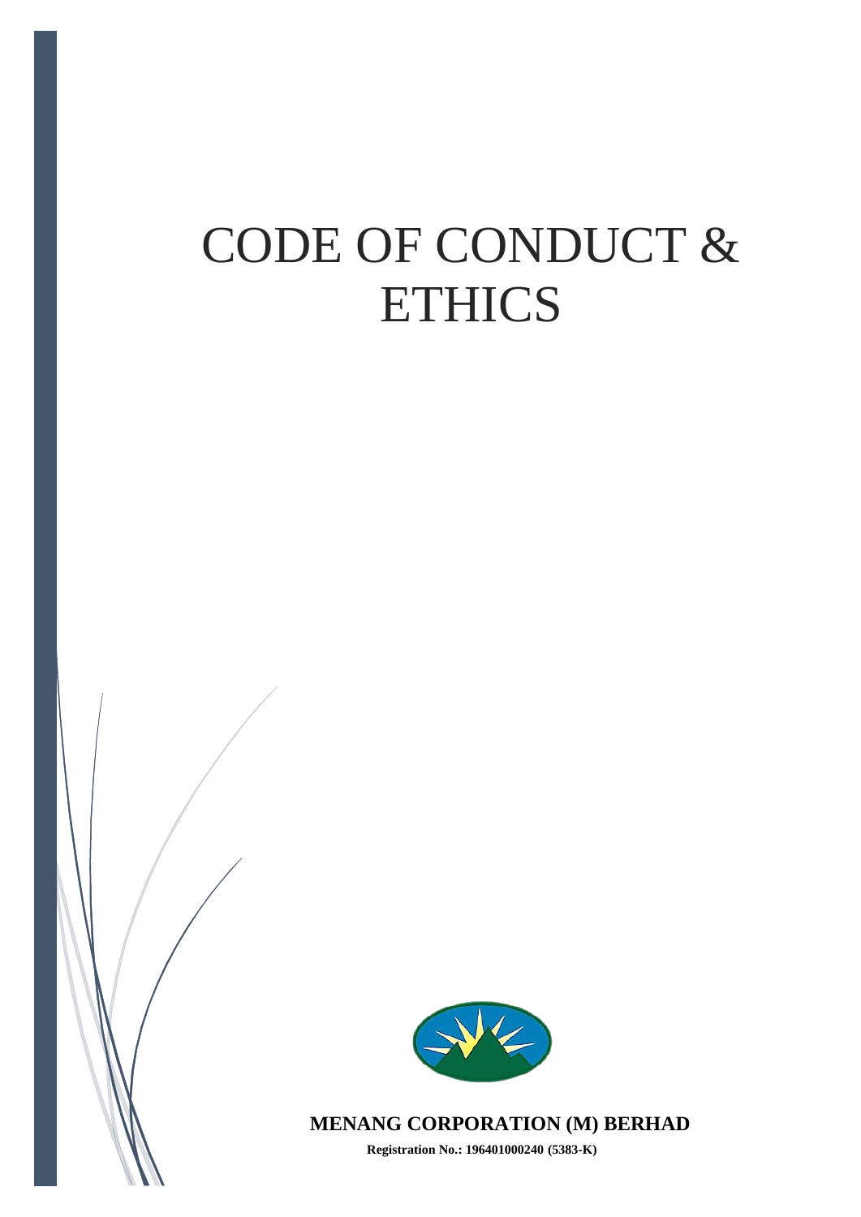# CODE OF CONDUCT & ETHICS

**MENANG CORPORATION (M) BERHAD**

**Registration No.: 196401000240 (5383-K)**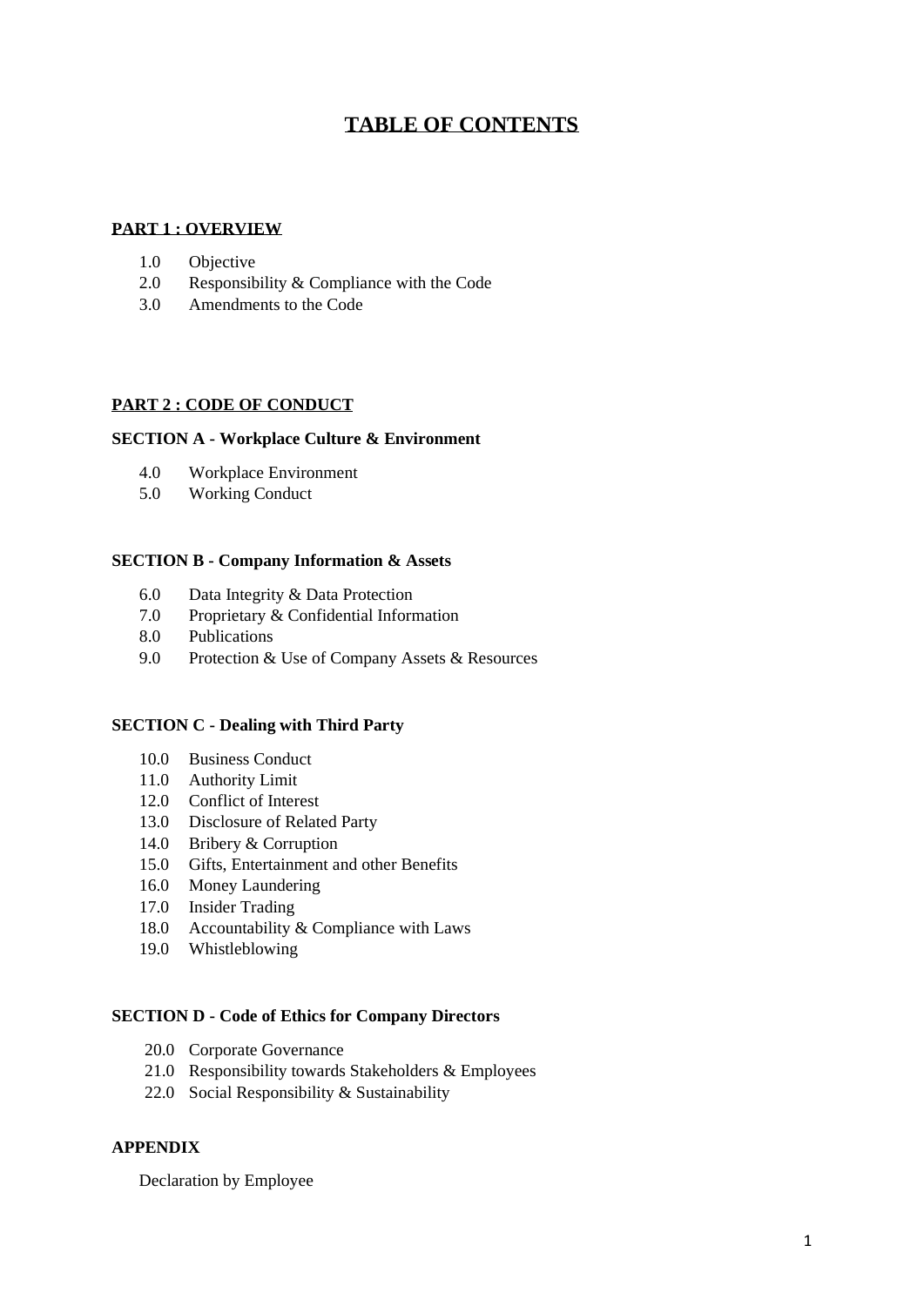# TABLE OF CONTENTS

**PART 1 : OVERVIEW**

1.0 Objective
2.0 Responsibility & Compliance with the Code
3.0 Amendments to the Code

**PART 2 : CODE OF CONDUCT**

**SECTION A - Workplace Culture & Environment**

4.0 Workplace Environment
5.0 Working Conduct

**SECTION B - Company Information & Assets**

6.0 Data Integrity & Data Protection
7.0 Proprietary & Confidential Information
8.0 Publications
9.0 Protection & Use of Company Assets & Resources

**SECTION C - Dealing with Third Party**

10.0 Business Conduct
11.0 Authority Limit
12.0 Conflict of Interest
13.0 Disclosure of Related Party
14.0 Bribery & Corruption
15.0 Gifts, Entertainment and other Benefits
16.0 Money Laundering
17.0 Insider Trading
18.0 Accountability & Compliance with Laws
19.0 Whistleblowing

**SECTION D - Code of Ethics for Company Directors**

20.0 Corporate Governance
21.0 Responsibility towards Stakeholders & Employees
22.0 Social Responsibility & Sustainability

**APPENDIX**

Declaration by Employee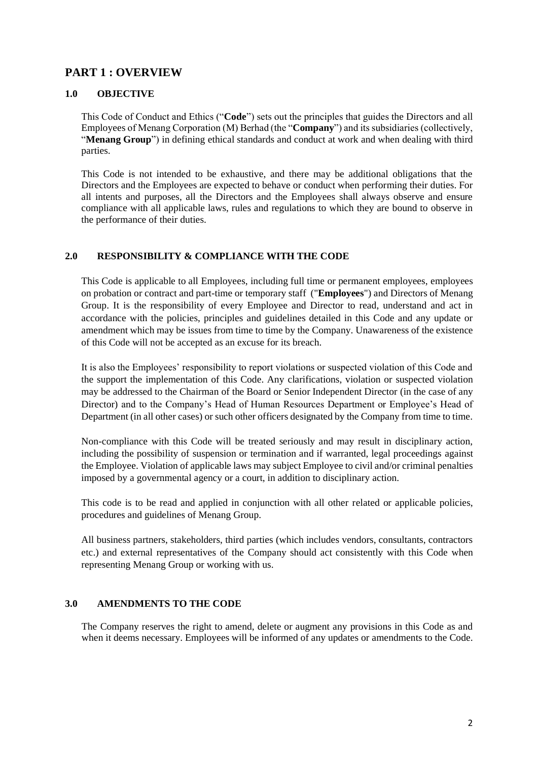# PART 1 : OVERVIEW

## 1.0 OBJECTIVE

This Code of Conduct and Ethics ("**Code**") sets out the principles that guides the Directors and all Employees of Menang Corporation (M) Berhad (the "**Company**") and its subsidiaries (collectively, "**Menang Group**") in defining ethical standards and conduct at work and when dealing with third parties.

This Code is not intended to be exhaustive, and there may be additional obligations that the Directors and the Employees are expected to behave or conduct when performing their duties. For all intents and purposes, all the Directors and the Employees shall always observe and ensure compliance with all applicable laws, rules and regulations to which they are bound to observe in the performance of their duties.

## 2.0 RESPONSIBILITY & COMPLIANCE WITH THE CODE

This Code is applicable to all Employees, including full time or permanent employees, employees on probation or contract and part-time or temporary staff ("**Employees**") and Directors of Menang Group. It is the responsibility of every Employee and Director to read, understand and act in accordance with the policies, principles and guidelines detailed in this Code and any update or amendment which may be issues from time to time by the Company. Unawareness of the existence of this Code will not be accepted as an excuse for its breach.

It is also the Employees' responsibility to report violations or suspected violation of this Code and the support the implementation of this Code. Any clarifications, violation or suspected violation may be addressed to the Chairman of the Board or Senior Independent Director (in the case of any Director) and to the Company's Head of Human Resources Department or Employee's Head of Department (in all other cases) or such other officers designated by the Company from time to time.

Non-compliance with this Code will be treated seriously and may result in disciplinary action, including the possibility of suspension or termination and if warranted, legal proceedings against the Employee. Violation of applicable laws may subject Employee to civil and/or criminal penalties imposed by a governmental agency or a court, in addition to disciplinary action.

This code is to be read and applied in conjunction with all other related or applicable policies, procedures and guidelines of Menang Group.

All business partners, stakeholders, third parties (which includes vendors, consultants, contractors etc.) and external representatives of the Company should act consistently with this Code when representing Menang Group or working with us.

## 3.0 AMENDMENTS TO THE CODE

The Company reserves the right to amend, delete or augment any provisions in this Code as and when it deems necessary. Employees will be informed of any updates or amendments to the Code.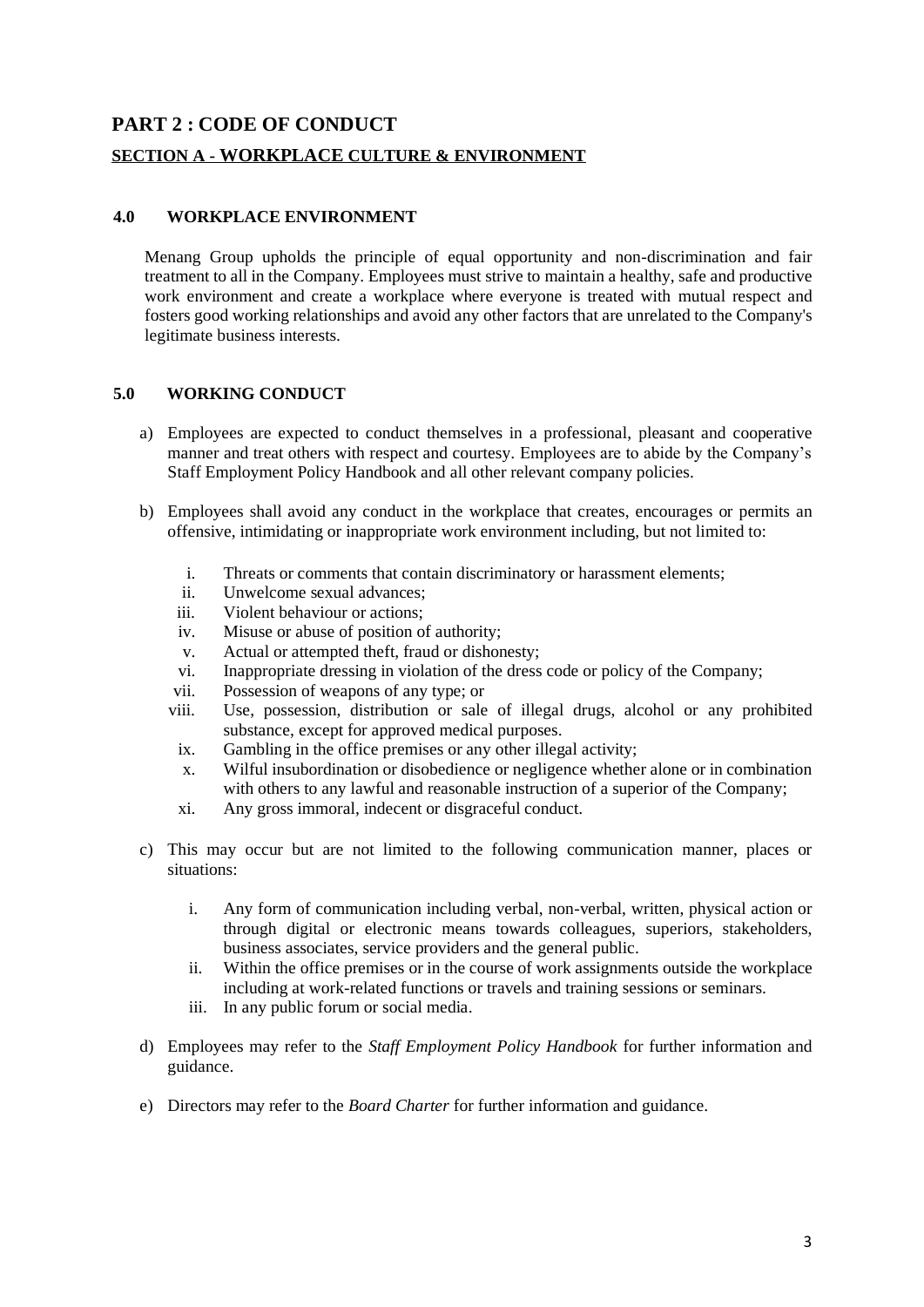# PART 2 : CODE OF CONDUCT

## SECTION A - WORKPLACE CULTURE & ENVIRONMENT

### 4.0 WORKPLACE ENVIRONMENT

Menang Group upholds the principle of equal opportunity and non-discrimination and fair treatment to all in the Company. Employees must strive to maintain a healthy, safe and productive work environment and create a workplace where everyone is treated with mutual respect and fosters good working relationships and avoid any other factors that are unrelated to the Company's legitimate business interests.

### 5.0 WORKING CONDUCT

a) Employees are expected to conduct themselves in a professional, pleasant and cooperative manner and treat others with respect and courtesy. Employees are to abide by the Company's Staff Employment Policy Handbook and all other relevant company policies.

b) Employees shall avoid any conduct in the workplace that creates, encourages or permits an offensive, intimidating or inappropriate work environment including, but not limited to:

   i. Threats or comments that contain discriminatory or harassment elements;
   ii. Unwelcome sexual advances;
   iii. Violent behaviour or actions;
   iv. Misuse or abuse of position of authority;
   v. Actual or attempted theft, fraud or dishonesty;
   vi. Inappropriate dressing in violation of the dress code or policy of the Company;
   vii. Possession of weapons of any type; or
   viii. Use, possession, distribution or sale of illegal drugs, alcohol or any prohibited substance, except for approved medical purposes.
   ix. Gambling in the office premises or any other illegal activity;
   x. Wilful insubordination or disobedience or negligence whether alone or in combination with others to any lawful and reasonable instruction of a superior of the Company;
   xi. Any gross immoral, indecent or disgraceful conduct.

c) This may occur but are not limited to the following communication manner, places or situations:

   i. Any form of communication including verbal, non-verbal, written, physical action or through digital or electronic means towards colleagues, superiors, stakeholders, business associates, service providers and the general public.
   ii. Within the office premises or in the course of work assignments outside the workplace including at work-related functions or travels and training sessions or seminars.
   iii. In any public forum or social media.

d) Employees may refer to the *Staff Employment Policy Handbook* for further information and guidance.

e) Directors may refer to the *Board Charter* for further information and guidance.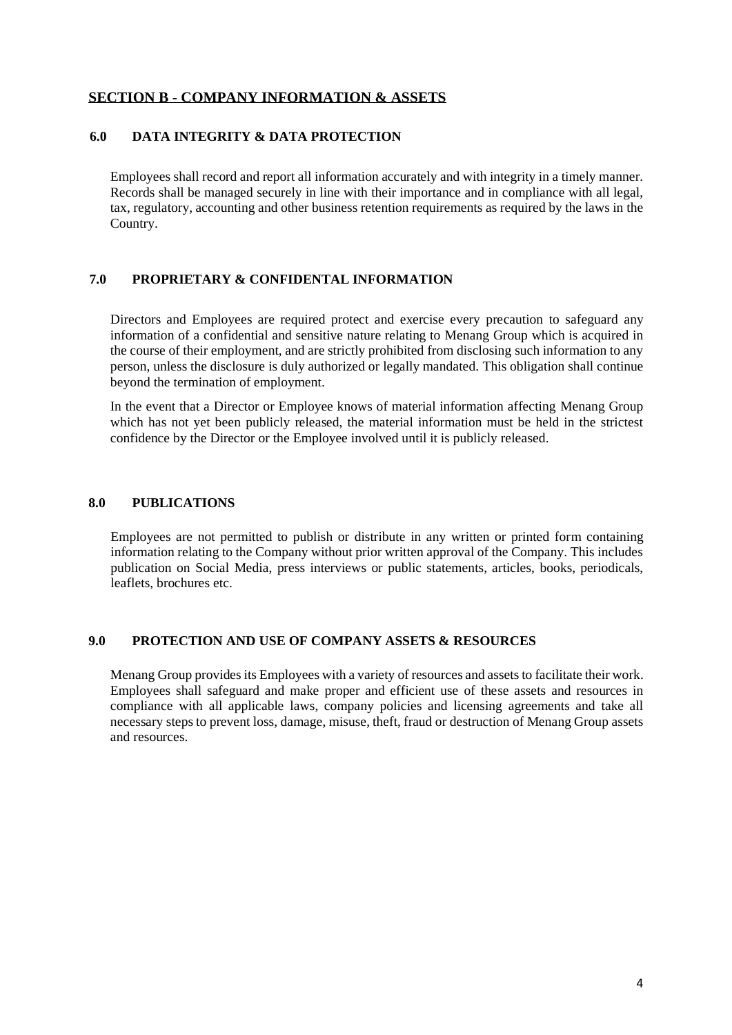## SECTION B - COMPANY INFORMATION & ASSETS

### 6.0 DATA INTEGRITY & DATA PROTECTION

Employees shall record and report all information accurately and with integrity in a timely manner. Records shall be managed securely in line with their importance and in compliance with all legal, tax, regulatory, accounting and other business retention requirements as required by the laws in the Country.

### 7.0 PROPRIETARY & CONFIDENTAL INFORMATION

Directors and Employees are required protect and exercise every precaution to safeguard any information of a confidential and sensitive nature relating to Menang Group which is acquired in the course of their employment, and are strictly prohibited from disclosing such information to any person, unless the disclosure is duly authorized or legally mandated. This obligation shall continue beyond the termination of employment.

In the event that a Director or Employee knows of material information affecting Menang Group which has not yet been publicly released, the material information must be held in the strictest confidence by the Director or the Employee involved until it is publicly released.

### 8.0 PUBLICATIONS

Employees are not permitted to publish or distribute in any written or printed form containing information relating to the Company without prior written approval of the Company. This includes publication on Social Media, press interviews or public statements, articles, books, periodicals, leaflets, brochures etc.

### 9.0 PROTECTION AND USE OF COMPANY ASSETS & RESOURCES

Menang Group provides its Employees with a variety of resources and assets to facilitate their work. Employees shall safeguard and make proper and efficient use of these assets and resources in compliance with all applicable laws, company policies and licensing agreements and take all necessary steps to prevent loss, damage, misuse, theft, fraud or destruction of Menang Group assets and resources.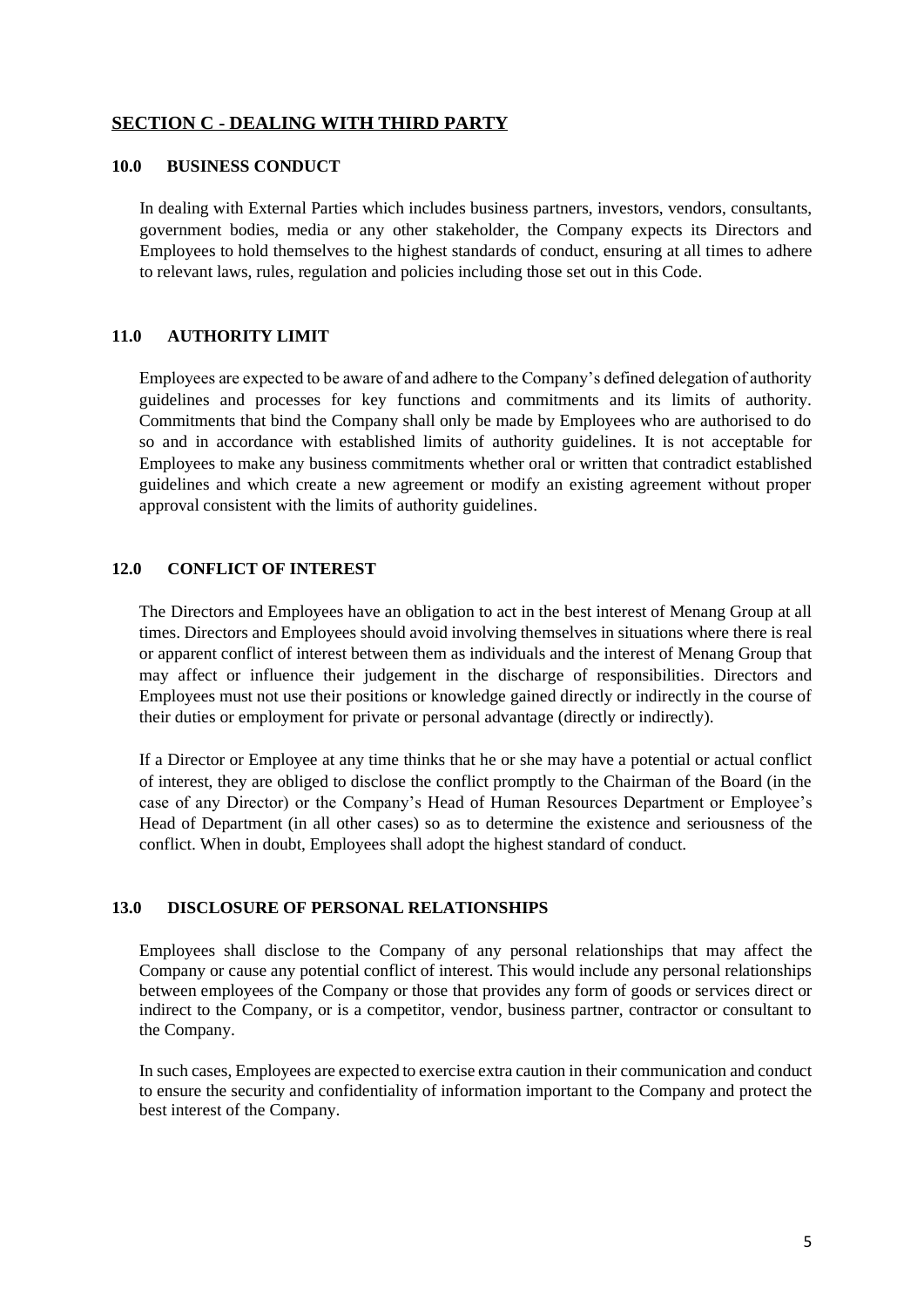## SECTION C - DEALING WITH THIRD PARTY

### 10.0 BUSINESS CONDUCT

In dealing with External Parties which includes business partners, investors, vendors, consultants, government bodies, media or any other stakeholder, the Company expects its Directors and Employees to hold themselves to the highest standards of conduct, ensuring at all times to adhere to relevant laws, rules, regulation and policies including those set out in this Code.

### 11.0 AUTHORITY LIMIT

Employees are expected to be aware of and adhere to the Company's defined delegation of authority guidelines and processes for key functions and commitments and its limits of authority. Commitments that bind the Company shall only be made by Employees who are authorised to do so and in accordance with established limits of authority guidelines. It is not acceptable for Employees to make any business commitments whether oral or written that contradict established guidelines and which create a new agreement or modify an existing agreement without proper approval consistent with the limits of authority guidelines.

### 12.0 CONFLICT OF INTEREST

The Directors and Employees have an obligation to act in the best interest of Menang Group at all times. Directors and Employees should avoid involving themselves in situations where there is real or apparent conflict of interest between them as individuals and the interest of Menang Group that may affect or influence their judgement in the discharge of responsibilities. Directors and Employees must not use their positions or knowledge gained directly or indirectly in the course of their duties or employment for private or personal advantage (directly or indirectly).

If a Director or Employee at any time thinks that he or she may have a potential or actual conflict of interest, they are obliged to disclose the conflict promptly to the Chairman of the Board (in the case of any Director) or the Company's Head of Human Resources Department or Employee's Head of Department (in all other cases) so as to determine the existence and seriousness of the conflict. When in doubt, Employees shall adopt the highest standard of conduct.

### 13.0 DISCLOSURE OF PERSONAL RELATIONSHIPS

Employees shall disclose to the Company of any personal relationships that may affect the Company or cause any potential conflict of interest. This would include any personal relationships between employees of the Company or those that provides any form of goods or services direct or indirect to the Company, or is a competitor, vendor, business partner, contractor or consultant to the Company.

In such cases, Employees are expected to exercise extra caution in their communication and conduct to ensure the security and confidentiality of information important to the Company and protect the best interest of the Company.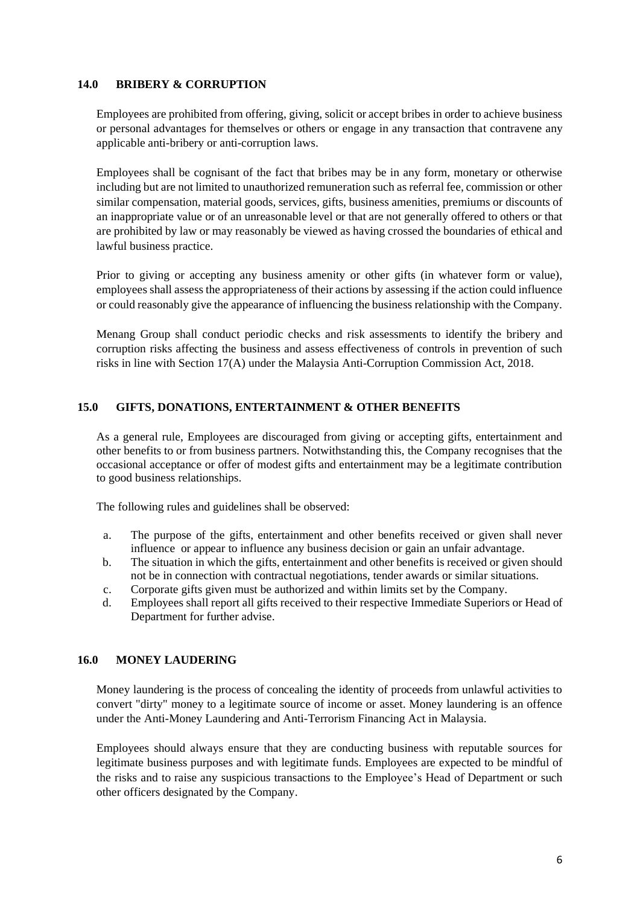## 14.0 BRIBERY & CORRUPTION

Employees are prohibited from offering, giving, solicit or accept bribes in order to achieve business or personal advantages for themselves or others or engage in any transaction that contravene any applicable anti-bribery or anti-corruption laws.

Employees shall be cognisant of the fact that bribes may be in any form, monetary or otherwise including but are not limited to unauthorized remuneration such as referral fee, commission or other similar compensation, material goods, services, gifts, business amenities, premiums or discounts of an inappropriate value or of an unreasonable level or that are not generally offered to others or that are prohibited by law or may reasonably be viewed as having crossed the boundaries of ethical and lawful business practice.

Prior to giving or accepting any business amenity or other gifts (in whatever form or value), employees shall assess the appropriateness of their actions by assessing if the action could influence or could reasonably give the appearance of influencing the business relationship with the Company.

Menang Group shall conduct periodic checks and risk assessments to identify the bribery and corruption risks affecting the business and assess effectiveness of controls in prevention of such risks in line with Section 17(A) under the Malaysia Anti-Corruption Commission Act, 2018.

## 15.0 GIFTS, DONATIONS, ENTERTAINMENT & OTHER BENEFITS

As a general rule, Employees are discouraged from giving or accepting gifts, entertainment and other benefits to or from business partners. Notwithstanding this, the Company recognises that the occasional acceptance or offer of modest gifts and entertainment may be a legitimate contribution to good business relationships.

The following rules and guidelines shall be observed:

a. The purpose of the gifts, entertainment and other benefits received or given shall never influence or appear to influence any business decision or gain an unfair advantage.
b. The situation in which the gifts, entertainment and other benefits is received or given should not be in connection with contractual negotiations, tender awards or similar situations.
c. Corporate gifts given must be authorized and within limits set by the Company.
d. Employees shall report all gifts received to their respective Immediate Superiors or Head of Department for further advise.

## 16.0 MONEY LAUDERING

Money laundering is the process of concealing the identity of proceeds from unlawful activities to convert "dirty" money to a legitimate source of income or asset. Money laundering is an offence under the Anti-Money Laundering and Anti-Terrorism Financing Act in Malaysia.

Employees should always ensure that they are conducting business with reputable sources for legitimate business purposes and with legitimate funds. Employees are expected to be mindful of the risks and to raise any suspicious transactions to the Employee's Head of Department or such other officers designated by the Company.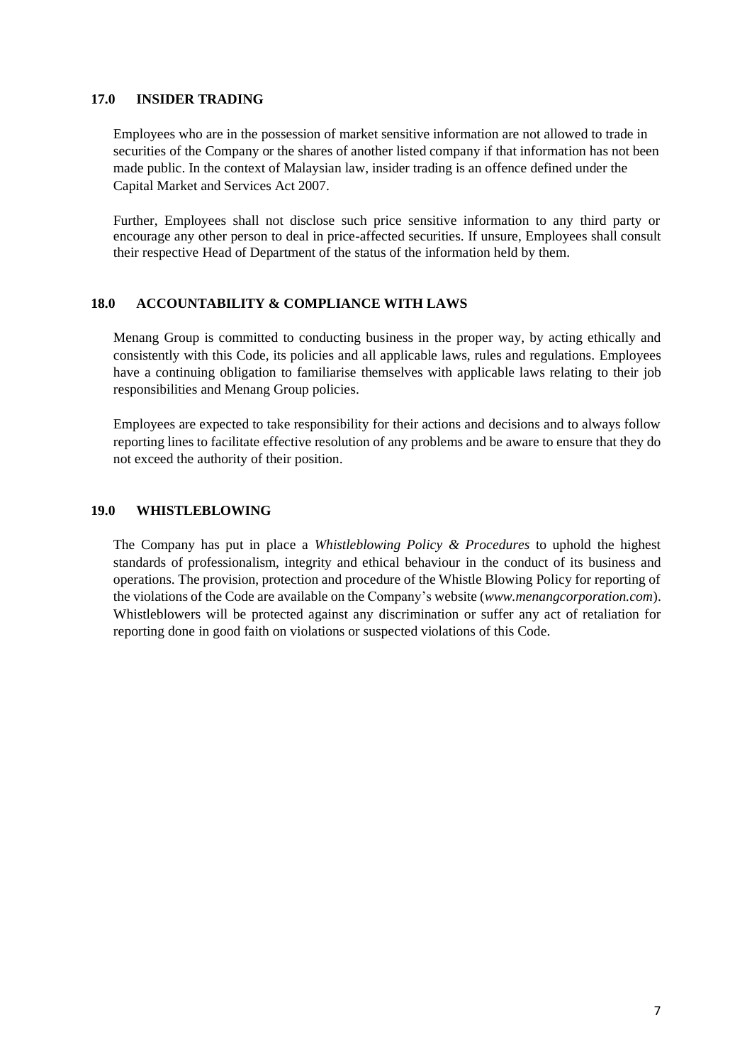## 17.0 INSIDER TRADING

Employees who are in the possession of market sensitive information are not allowed to trade in securities of the Company or the shares of another listed company if that information has not been made public. In the context of Malaysian law, insider trading is an offence defined under the Capital Market and Services Act 2007.

Further, Employees shall not disclose such price sensitive information to any third party or encourage any other person to deal in price-affected securities. If unsure, Employees shall consult their respective Head of Department of the status of the information held by them.

## 18.0 ACCOUNTABILITY & COMPLIANCE WITH LAWS

Menang Group is committed to conducting business in the proper way, by acting ethically and consistently with this Code, its policies and all applicable laws, rules and regulations. Employees have a continuing obligation to familiarise themselves with applicable laws relating to their job responsibilities and Menang Group policies.

Employees are expected to take responsibility for their actions and decisions and to always follow reporting lines to facilitate effective resolution of any problems and be aware to ensure that they do not exceed the authority of their position.

## 19.0 WHISTLEBLOWING

The Company has put in place a *Whistleblowing Policy & Procedures* to uphold the highest standards of professionalism, integrity and ethical behaviour in the conduct of its business and operations. The provision, protection and procedure of the Whistle Blowing Policy for reporting of the violations of the Code are available on the Company's website (*www.menangcorporation.com*). Whistleblowers will be protected against any discrimination or suffer any act of retaliation for reporting done in good faith on violations or suspected violations of this Code.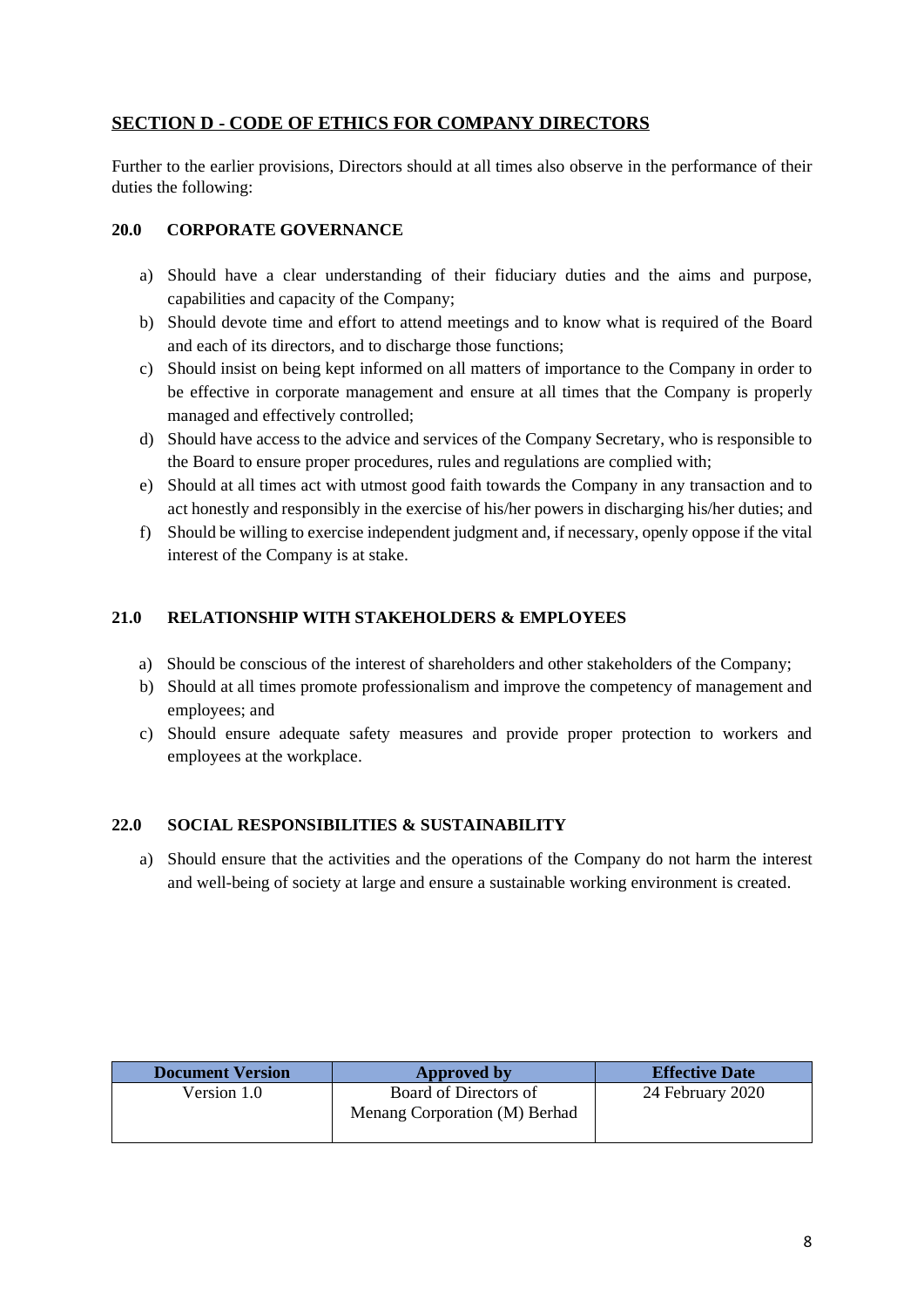## SECTION D - CODE OF ETHICS FOR COMPANY DIRECTORS

Further to the earlier provisions, Directors should at all times also observe in the performance of their duties the following:

### 20.0 CORPORATE GOVERNANCE

a) Should have a clear understanding of their fiduciary duties and the aims and purpose, capabilities and capacity of the Company;
b) Should devote time and effort to attend meetings and to know what is required of the Board and each of its directors, and to discharge those functions;
c) Should insist on being kept informed on all matters of importance to the Company in order to be effective in corporate management and ensure at all times that the Company is properly managed and effectively controlled;
d) Should have access to the advice and services of the Company Secretary, who is responsible to the Board to ensure proper procedures, rules and regulations are complied with;
e) Should at all times act with utmost good faith towards the Company in any transaction and to act honestly and responsibly in the exercise of his/her powers in discharging his/her duties; and
f) Should be willing to exercise independent judgment and, if necessary, openly oppose if the vital interest of the Company is at stake.

### 21.0 RELATIONSHIP WITH STAKEHOLDERS & EMPLOYEES

a) Should be conscious of the interest of shareholders and other stakeholders of the Company;
b) Should at all times promote professionalism and improve the competency of management and employees; and
c) Should ensure adequate safety measures and provide proper protection to workers and employees at the workplace.

### 22.0 SOCIAL RESPONSIBILITIES & SUSTAINABILITY

a) Should ensure that the activities and the operations of the Company do not harm the interest and well-being of society at large and ensure a sustainable working environment is created.

| Document Version | Approved by | Effective Date |
|---|---|---|
| Version 1.0 | Board of Directors of Menang Corporation (M) Berhad | 24 February 2020 |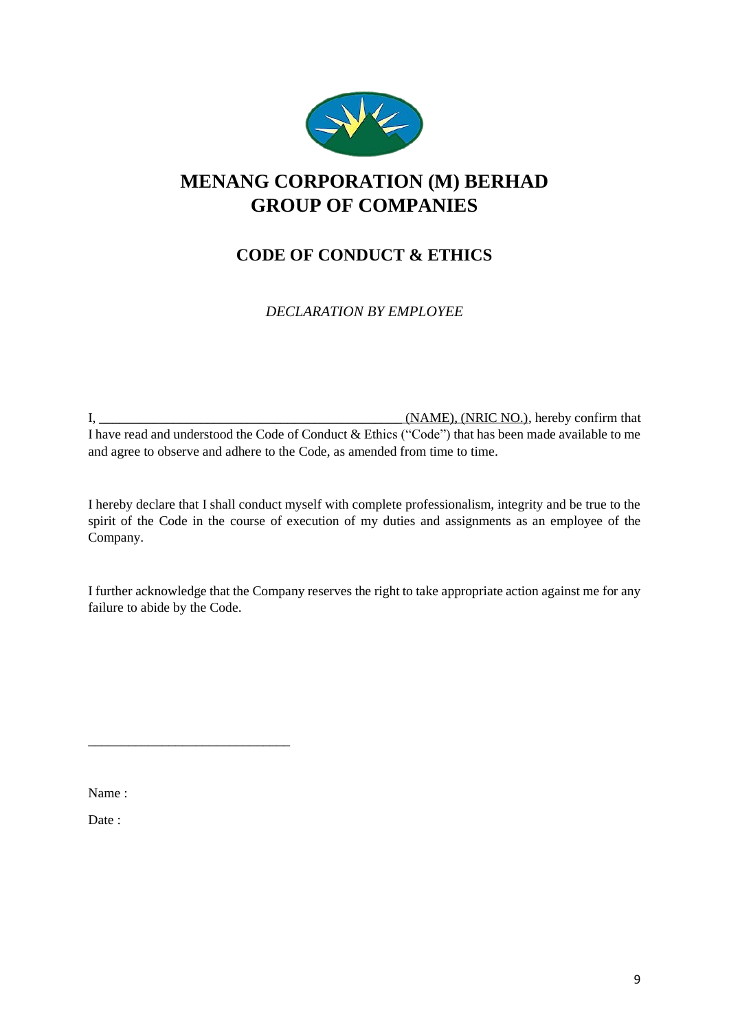# MENANG CORPORATION (M) BERHAD
# GROUP OF COMPANIES

## CODE OF CONDUCT & ETHICS

*DECLARATION BY EMPLOYEE*

I, \_\_\_\_\_\_\_\_\_\_\_\_\_\_\_\_\_\_\_\_\_\_\_\_\_\_\_\_\_\_\_\_\_\_\_\_\_\_\_\_\_\_\_\_(NAME), (NRIC NO.), hereby confirm that I have read and understood the Code of Conduct & Ethics ("Code") that has been made available to me and agree to observe and adhere to the Code, as amended from time to time.

I hereby declare that I shall conduct myself with complete professionalism, integrity and be true to the spirit of the Code in the course of execution of my duties and assignments as an employee of the Company.

I further acknowledge that the Company reserves the right to take appropriate action against me for any failure to abide by the Code.

\_\_\_\_\_\_\_\_\_\_\_\_\_\_\_\_\_\_\_\_\_\_\_\_\_\_\_\_\_\_

Name :

Date :